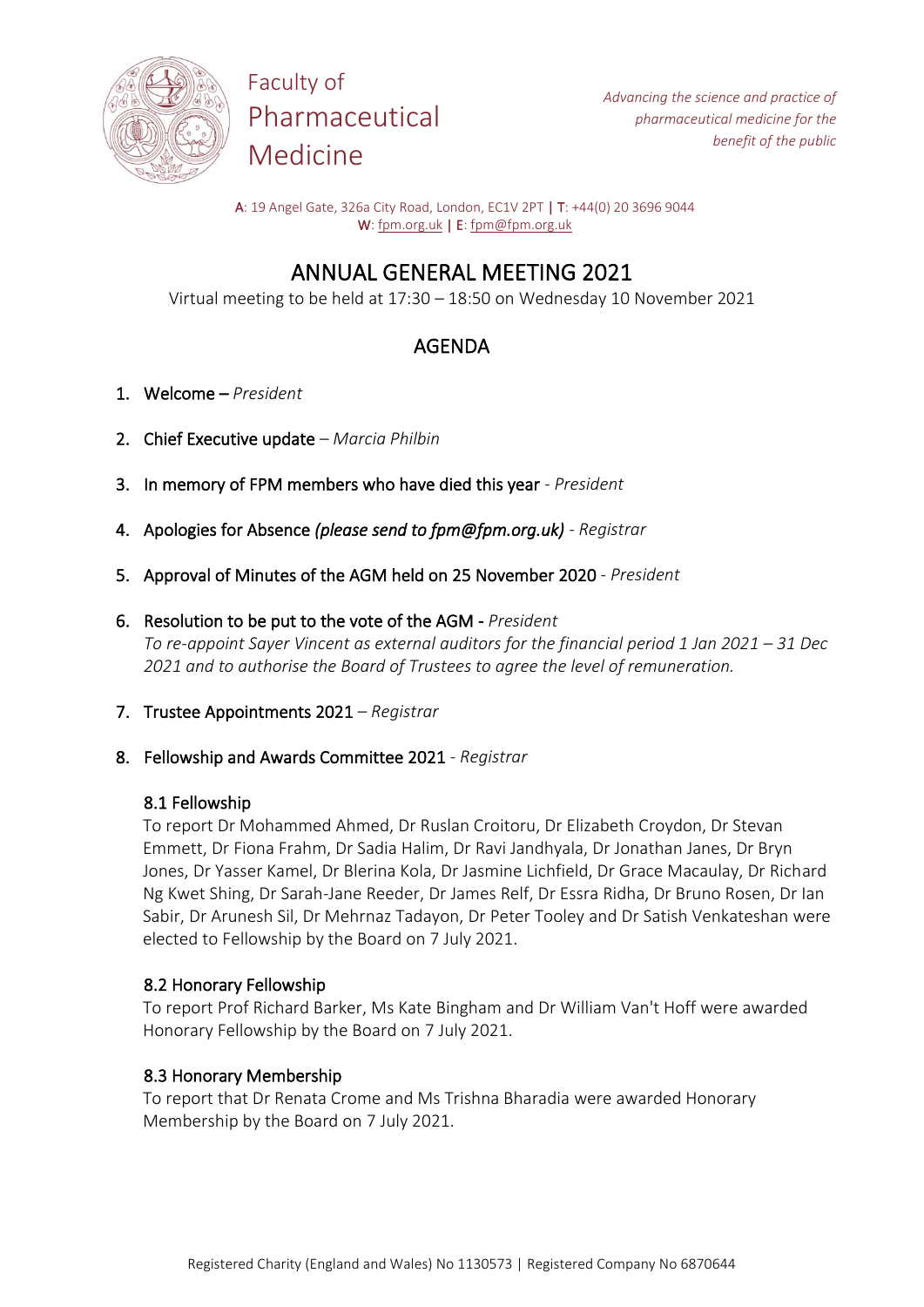Faculty of Pharmaceutical Medicine

*Advancing the science and practice of pharmaceutical medicine for the benefit of the public*

**A**: 19 Angel Gate, 326a City Road, London, EC1V 2PT | **T**: +44(0) 20 3696 9044
**W**: fpm.org.uk | **E**: fpm@fpm.org.uk

# ANNUAL GENERAL MEETING 2021

Virtual meeting to be held at 17:30 – 18:50 on Wednesday 10 November 2021

## AGENDA

1. **Welcome** – *President*

2. **Chief Executive update** – *Marcia Philbin*

3. **In memory of FPM members who have died this year** - *President*

4. **Apologies for Absence** ***(please send to fpm@fpm.org.uk)*** - *Registrar*

5. **Approval of Minutes of the AGM held on 25 November 2020** - *President*

6. **Resolution to be put to the vote of the AGM** - *President*
   *To re-appoint Sayer Vincent as external auditors for the financial period 1 Jan 2021 – 31 Dec 2021 and to authorise the Board of Trustees to agree the level of remuneration.*

7. **Trustee Appointments 2021** – *Registrar*

8. **Fellowship and Awards Committee 2021** - *Registrar*

### 8.1 Fellowship

To report Dr Mohammed Ahmed, Dr Ruslan Croitoru, Dr Elizabeth Croydon, Dr Stevan Emmett, Dr Fiona Frahm, Dr Sadia Halim, Dr Ravi Jandhyala, Dr Jonathan Janes, Dr Bryn Jones, Dr Yasser Kamel, Dr Blerina Kola, Dr Jasmine Lichfield, Dr Grace Macaulay, Dr Richard Ng Kwet Shing, Dr Sarah-Jane Reeder, Dr James Relf, Dr Essra Ridha, Dr Bruno Rosen, Dr Ian Sabir, Dr Arunesh Sil, Dr Mehrnaz Tadayon, Dr Peter Tooley and Dr Satish Venkateshan were elected to Fellowship by the Board on 7 July 2021.

### 8.2 Honorary Fellowship

To report Prof Richard Barker, Ms Kate Bingham and Dr William Van't Hoff were awarded Honorary Fellowship by the Board on 7 July 2021.

### 8.3 Honorary Membership

To report that Dr Renata Crome and Ms Trishna Bharadia were awarded Honorary Membership by the Board on 7 July 2021.

Registered Charity (England and Wales) No 1130573 | Registered Company No 6870644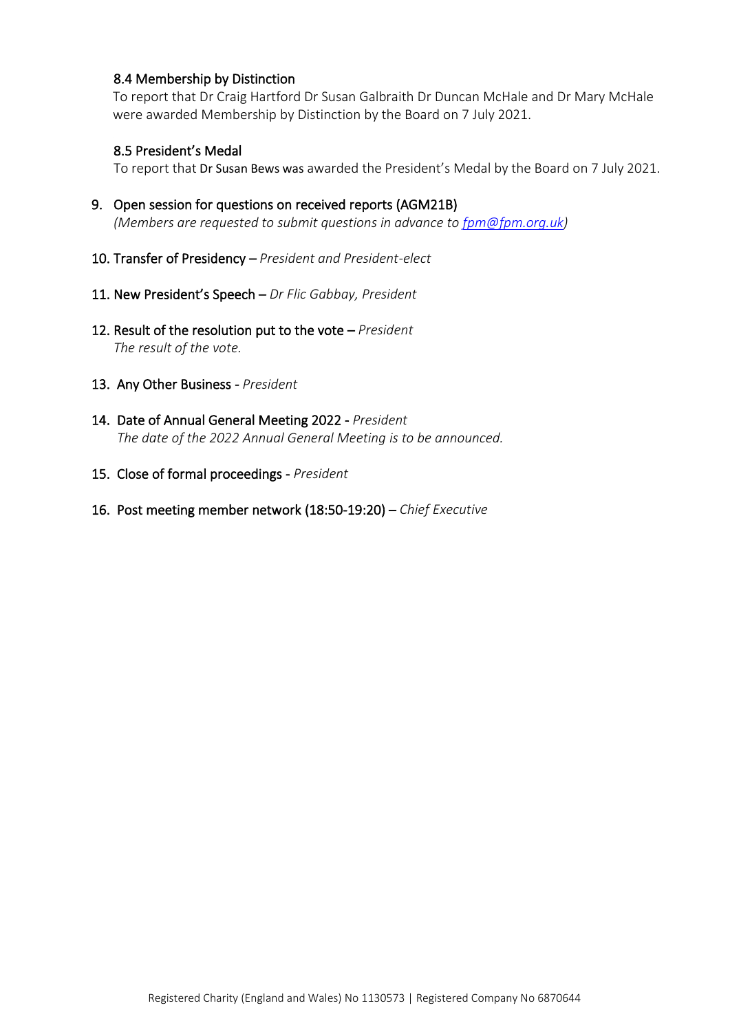### 8.4 Membership by Distinction

To report that Dr Craig Hartford Dr Susan Galbraith Dr Duncan McHale and Dr Mary McHale were awarded Membership by Distinction by the Board on 7 July 2021.

### 8.5 President's Medal

To report that Dr Susan Bews was awarded the President's Medal by the Board on 7 July 2021.

9. Open session for questions on received reports (AGM21B)
   *(Members are requested to submit questions in advance to [fpm@fpm.org.uk](mailto:fpm@fpm.org.uk))*

10. Transfer of Presidency – *President and President-elect*

11. New President's Speech – *Dr Flic Gabbay, President*

12. Result of the resolution put to the vote – *President*
    *The result of the vote.*

13. Any Other Business - *President*

14. Date of Annual General Meeting 2022 - *President*
    *The date of the 2022 Annual General Meeting is to be announced.*

15. Close of formal proceedings - *President*

16. Post meeting member network (18:50-19:20) – *Chief Executive*

Registered Charity (England and Wales) No 1130573 | Registered Company No 6870644